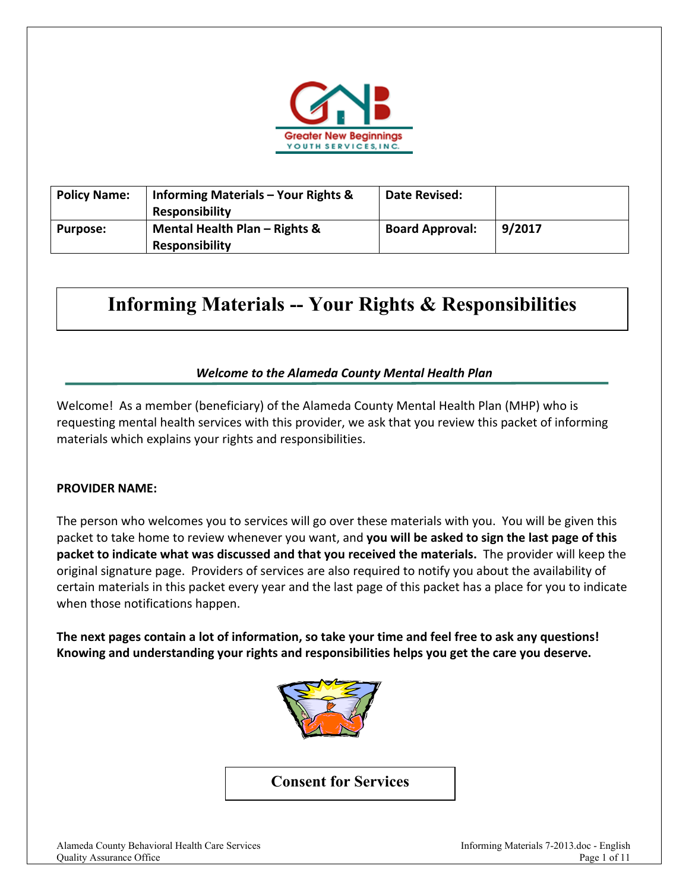| Policy Name: | Informing Materials – Your Rights & Responsibility | Date Revised: | |
|---|---|---|---|
| Purpose: | Mental Health Plan – Rights & Responsibility | Board Approval: | 9/2017 |

# Informing Materials -- Your Rights & Responsibilities

### *Welcome to the Alameda County Mental Health Plan*

Welcome! As a member (beneficiary) of the Alameda County Mental Health Plan (MHP) who is requesting mental health services with this provider, we ask that you review this packet of informing materials which explains your rights and responsibilities.

**PROVIDER NAME:**

The person who welcomes you to services will go over these materials with you. You will be given this packet to take home to review whenever you want, and **you will be asked to sign the last page of this packet to indicate what was discussed and that you received the materials.** The provider will keep the original signature page. Providers of services are also required to notify you about the availability of certain materials in this packet every year and the last page of this packet has a place for you to indicate when those notifications happen.

**The next pages contain a lot of information, so take your time and feel free to ask any questions! Knowing and understanding your rights and responsibilities helps you get the care you deserve.**

## Consent for Services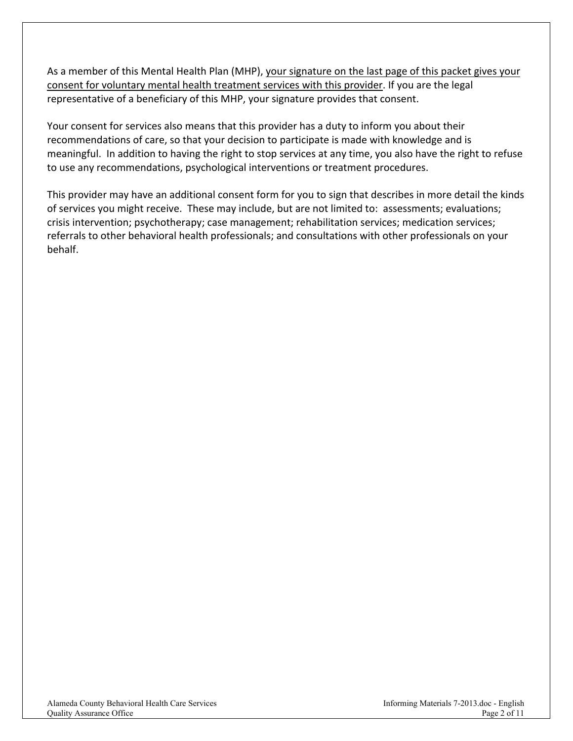As a member of this Mental Health Plan (MHP), <u>your signature on the last page of this packet gives your consent for voluntary mental health treatment services with this provider</u>. If you are the legal representative of a beneficiary of this MHP, your signature provides that consent.

Your consent for services also means that this provider has a duty to inform you about their recommendations of care, so that your decision to participate is made with knowledge and is meaningful. In addition to having the right to stop services at any time, you also have the right to refuse to use any recommendations, psychological interventions or treatment procedures.

This provider may have an additional consent form for you to sign that describes in more detail the kinds of services you might receive. These may include, but are not limited to: assessments; evaluations; crisis intervention; psychotherapy; case management; rehabilitation services; medication services; referrals to other behavioral health professionals; and consultations with other professionals on your behalf.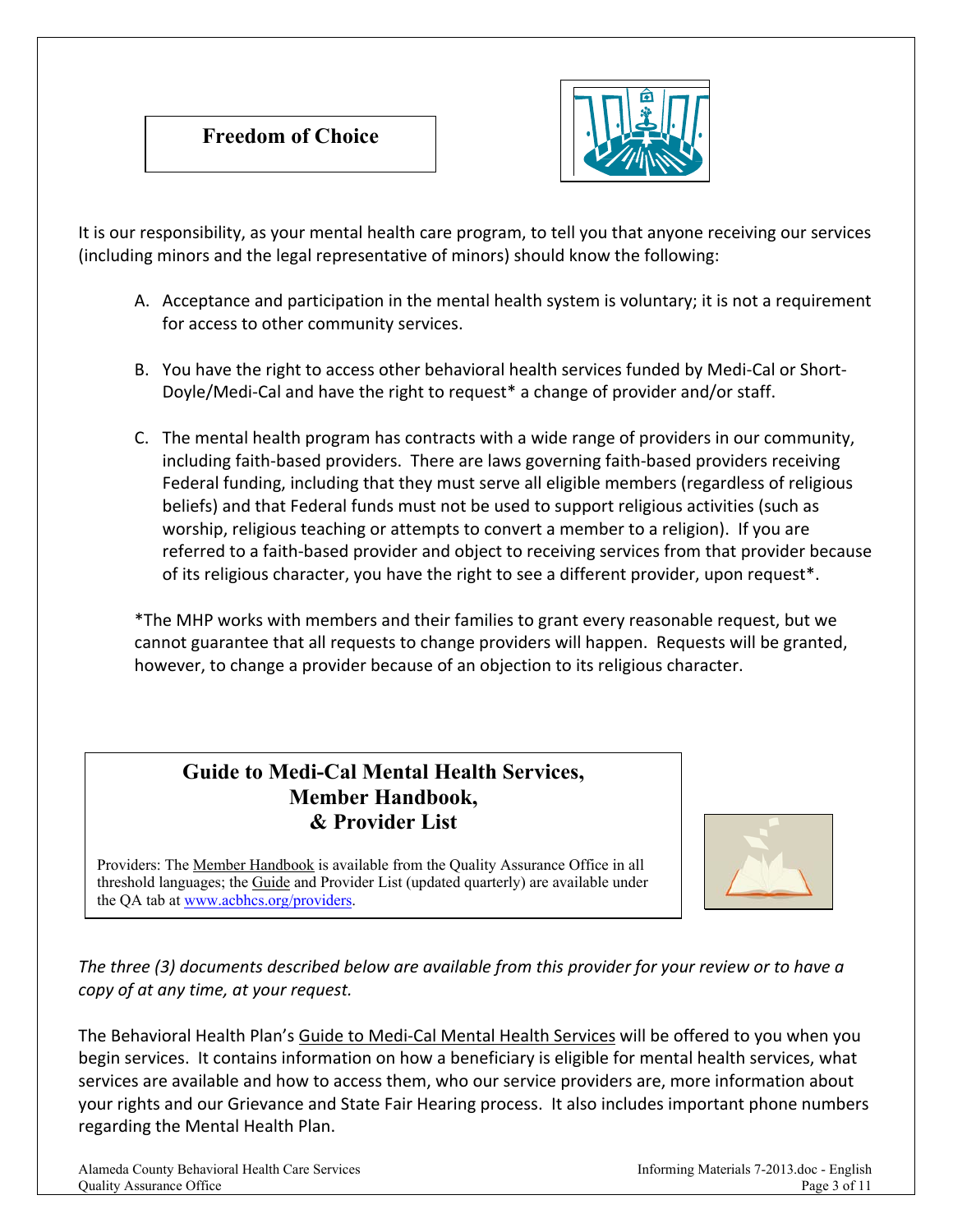## Freedom of Choice

It is our responsibility, as your mental health care program, to tell you that anyone receiving our services (including minors and the legal representative of minors) should know the following:

A. Acceptance and participation in the mental health system is voluntary; it is not a requirement for access to other community services.

B. You have the right to access other behavioral health services funded by Medi-Cal or Short-Doyle/Medi-Cal and have the right to request* a change of provider and/or staff.

C. The mental health program has contracts with a wide range of providers in our community, including faith-based providers. There are laws governing faith-based providers receiving Federal funding, including that they must serve all eligible members (regardless of religious beliefs) and that Federal funds must not be used to support religious activities (such as worship, religious teaching or attempts to convert a member to a religion). If you are referred to a faith-based provider and object to receiving services from that provider because of its religious character, you have the right to see a different provider, upon request*.

*The MHP works with members and their families to grant every reasonable request, but we cannot guarantee that all requests to change providers will happen. Requests will be granted, however, to change a provider because of an objection to its religious character.

## Guide to Medi-Cal Mental Health Services, Member Handbook, & Provider List

Providers: The Member Handbook is available from the Quality Assurance Office in all threshold languages; the Guide and Provider List (updated quarterly) are available under the QA tab at www.acbhcs.org/providers.

*The three (3) documents described below are available from this provider for your review or to have a copy of at any time, at your request.*

The Behavioral Health Plan's Guide to Medi-Cal Mental Health Services will be offered to you when you begin services. It contains information on how a beneficiary is eligible for mental health services, what services are available and how to access them, who our service providers are, more information about your rights and our Grievance and State Fair Hearing process. It also includes important phone numbers regarding the Mental Health Plan.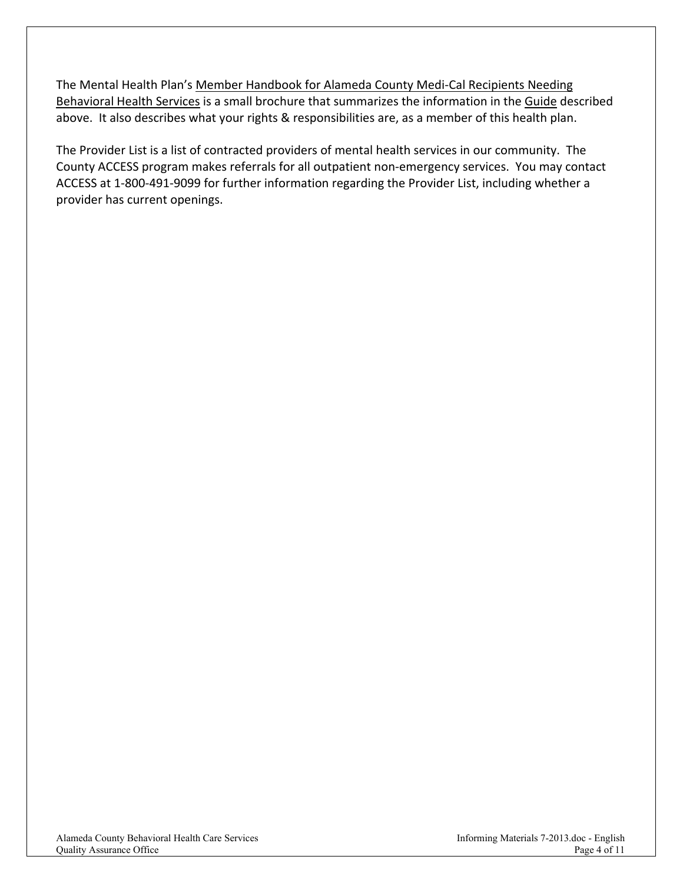The Mental Health Plan's Member Handbook for Alameda County Medi-Cal Recipients Needing Behavioral Health Services is a small brochure that summarizes the information in the Guide described above. It also describes what your rights & responsibilities are, as a member of this health plan.

The Provider List is a list of contracted providers of mental health services in our community. The County ACCESS program makes referrals for all outpatient non-emergency services. You may contact ACCESS at 1-800-491-9099 for further information regarding the Provider List, including whether a provider has current openings.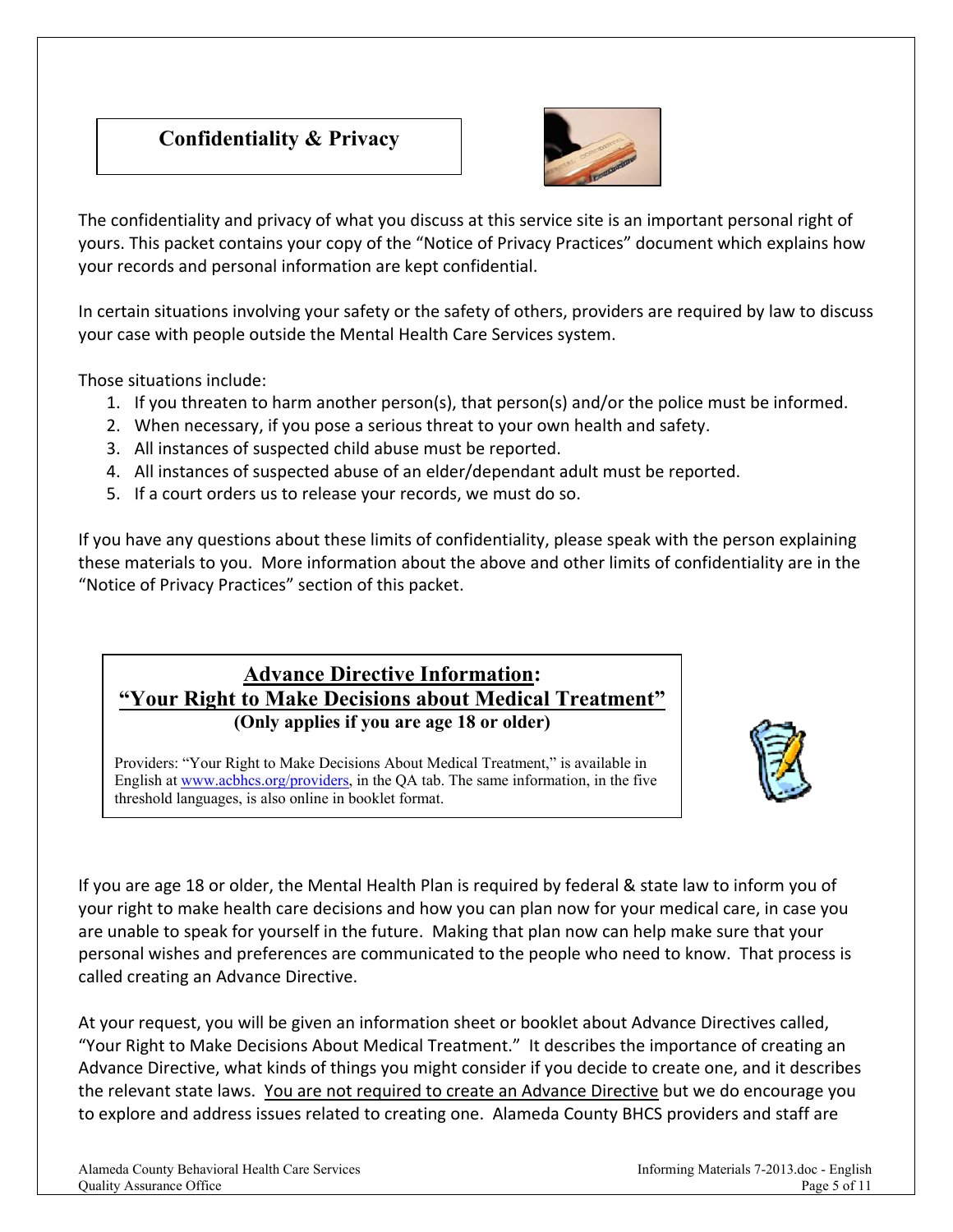## Confidentiality & Privacy

The confidentiality and privacy of what you discuss at this service site is an important personal right of yours. This packet contains your copy of the "Notice of Privacy Practices" document which explains how your records and personal information are kept confidential.

In certain situations involving your safety or the safety of others, providers are required by law to discuss your case with people outside the Mental Health Care Services system.

Those situations include:

1. If you threaten to harm another person(s), that person(s) and/or the police must be informed.
2. When necessary, if you pose a serious threat to your own health and safety.
3. All instances of suspected child abuse must be reported.
4. All instances of suspected abuse of an elder/dependant adult must be reported.
5. If a court orders us to release your records, we must do so.

If you have any questions about these limits of confidentiality, please speak with the person explaining these materials to you. More information about the above and other limits of confidentiality are in the "Notice of Privacy Practices" section of this packet.

## Advance Directive Information: "Your Right to Make Decisions about Medical Treatment"

**(Only applies if you are age 18 or older)**

Providers: "Your Right to Make Decisions About Medical Treatment," is available in English at www.acbhcs.org/providers, in the QA tab. The same information, in the five threshold languages, is also online in booklet format.

If you are age 18 or older, the Mental Health Plan is required by federal & state law to inform you of your right to make health care decisions and how you can plan now for your medical care, in case you are unable to speak for yourself in the future. Making that plan now can help make sure that your personal wishes and preferences are communicated to the people who need to know. That process is called creating an Advance Directive.

At your request, you will be given an information sheet or booklet about Advance Directives called, "Your Right to Make Decisions About Medical Treatment." It describes the importance of creating an Advance Directive, what kinds of things you might consider if you decide to create one, and it describes the relevant state laws. <u>You are not required to create an Advance Directive</u> but we do encourage you to explore and address issues related to creating one. Alameda County BHCS providers and staff are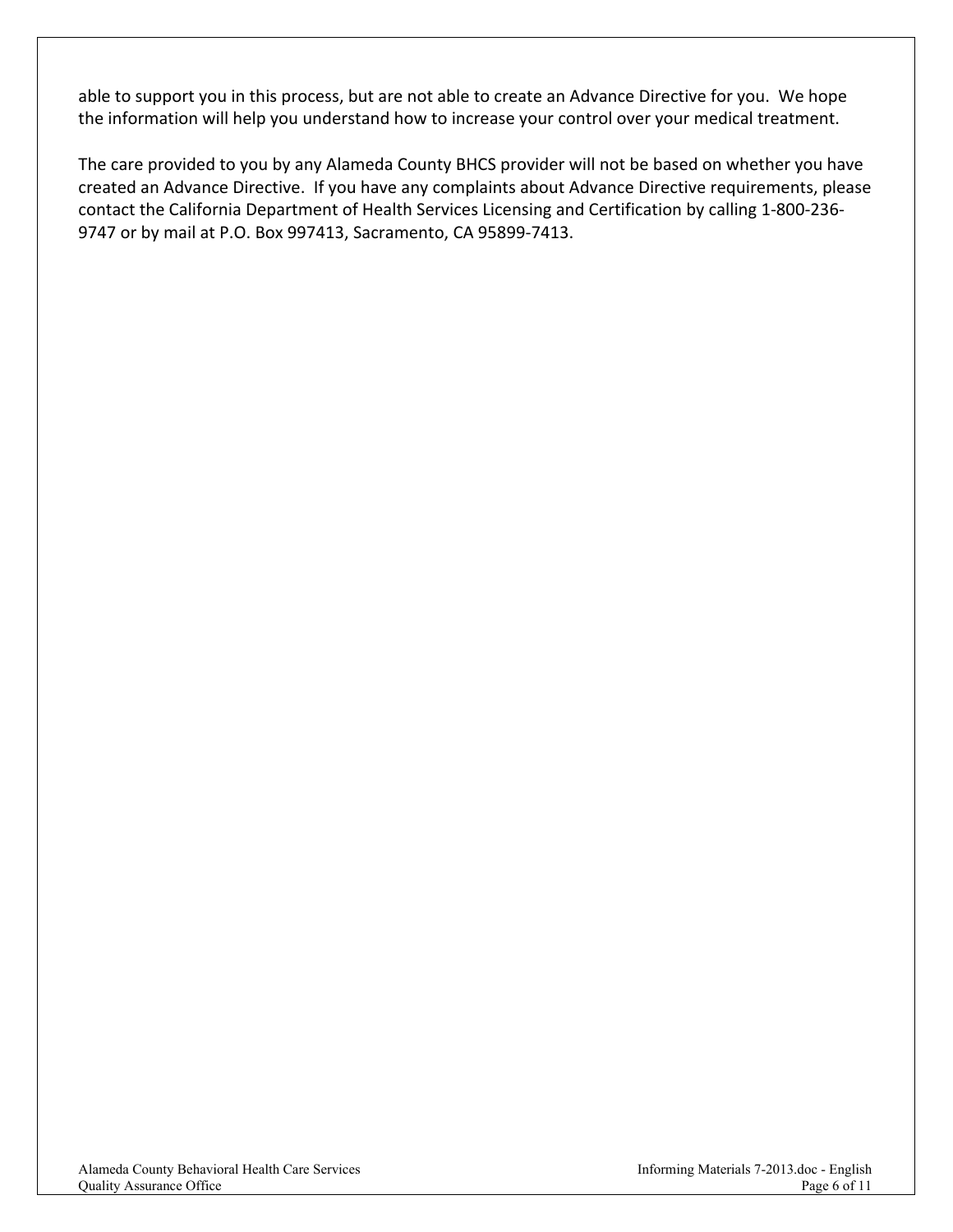able to support you in this process, but are not able to create an Advance Directive for you. We hope the information will help you understand how to increase your control over your medical treatment.

The care provided to you by any Alameda County BHCS provider will not be based on whether you have created an Advance Directive. If you have any complaints about Advance Directive requirements, please contact the California Department of Health Services Licensing and Certification by calling 1-800-236-9747 or by mail at P.O. Box 997413, Sacramento, CA 95899-7413.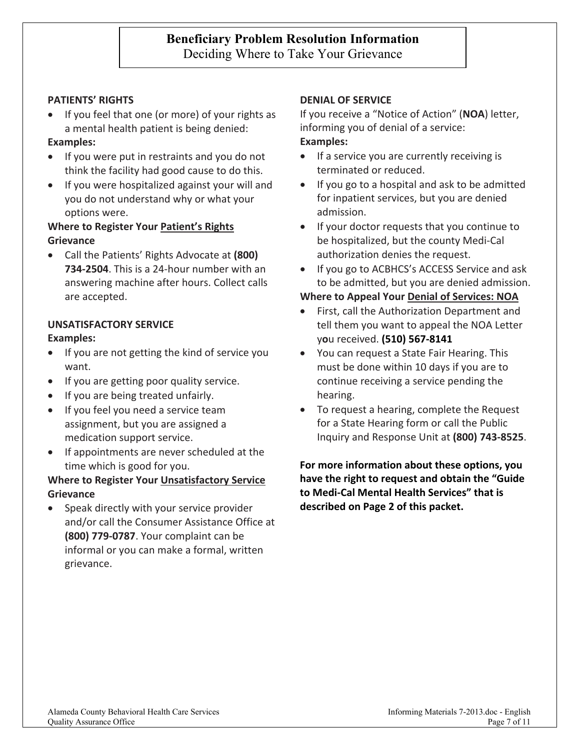# Beneficiary Problem Resolution Information

## Deciding Where to Take Your Grievance

**PATIENTS' RIGHTS**

- If you feel that one (or more) of your rights as a mental health patient is being denied:

**Examples:**

- If you were put in restraints and you do not think the facility had good cause to do this.
- If you were hospitalized against your will and you do not understand why or what your options were.

**Where to Register Your <u>Patient's Rights</u> Grievance**

- Call the Patients' Rights Advocate at **(800) 734-2504**. This is a 24-hour number with an answering machine after hours. Collect calls are accepted.

**UNSATISFACTORY SERVICE**

**Examples:**

- If you are not getting the kind of service you want.
- If you are getting poor quality service.
- If you are being treated unfairly.
- If you feel you need a service team assignment, but you are assigned a medication support service.
- If appointments are never scheduled at the time which is good for you.

**Where to Register Your <u>Unsatisfactory Service</u> Grievance**

- Speak directly with your service provider and/or call the Consumer Assistance Office at **(800) 779-0787**. Your complaint can be informal or you can make a formal, written grievance.

**DENIAL OF SERVICE**

If you receive a "Notice of Action" (**NOA**) letter, informing you of denial of a service:

**Examples:**

- If a service you are currently receiving is terminated or reduced.
- If you go to a hospital and ask to be admitted for inpatient services, but you are denied admission.
- If your doctor requests that you continue to be hospitalized, but the county Medi-Cal authorization denies the request.
- If you go to ACBHCS's ACCESS Service and ask to be admitted, but you are denied admission.

**Where to Appeal Your <u>Denial of Services: NOA</u>**

- First, call the Authorization Department and tell them you want to appeal the NOA Letter you received. **(510) 567-8141**
- You can request a State Fair Hearing. This must be done within 10 days if you are to continue receiving a service pending the hearing.
- To request a hearing, complete the Request for a State Hearing form or call the Public Inquiry and Response Unit at **(800) 743-8525**.

**For more information about these options, you have the right to request and obtain the "Guide to Medi-Cal Mental Health Services" that is described on Page 2 of this packet.**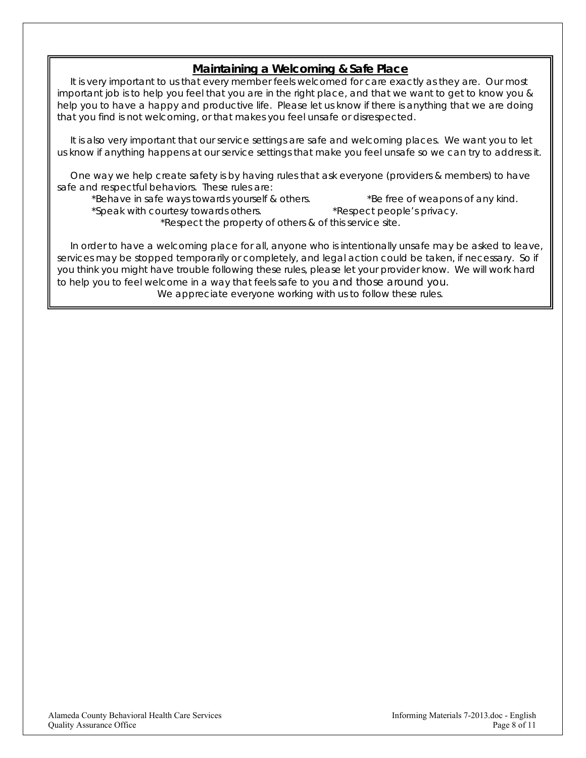## Maintaining a Welcoming & Safe Place

It is very important to us that every member feels welcomed for care exactly as they are. Our most important job is to help you feel that you are in the right place, and that we want to get to know you & help you to have a happy and productive life. Please let us know if there is anything that we are doing that you find is not welcoming, or that makes you feel unsafe or disrespected.

It is also very important that our service settings are safe and welcoming places. We want you to let us know if anything happens at our service settings that make you feel unsafe so we can try to address it.

One way we help create safety is by having rules that ask everyone (providers & members) to have safe and respectful behaviors. These rules are:

- *Behave in safe ways towards yourself & others.
- *Be free of weapons of any kind.
- *Speak with courtesy towards others.
- *Respect people's privacy.
- *Respect the property of others & of this service site.

In order to have a welcoming place for all, anyone who is intentionally unsafe may be asked to leave, services may be stopped temporarily or completely, and legal action could be taken, if necessary. So if you think you might have trouble following these rules, please let your provider know. We will work hard to help you to feel welcome in a way that feels safe to you and those around you.

We appreciate everyone working with us to follow these rules.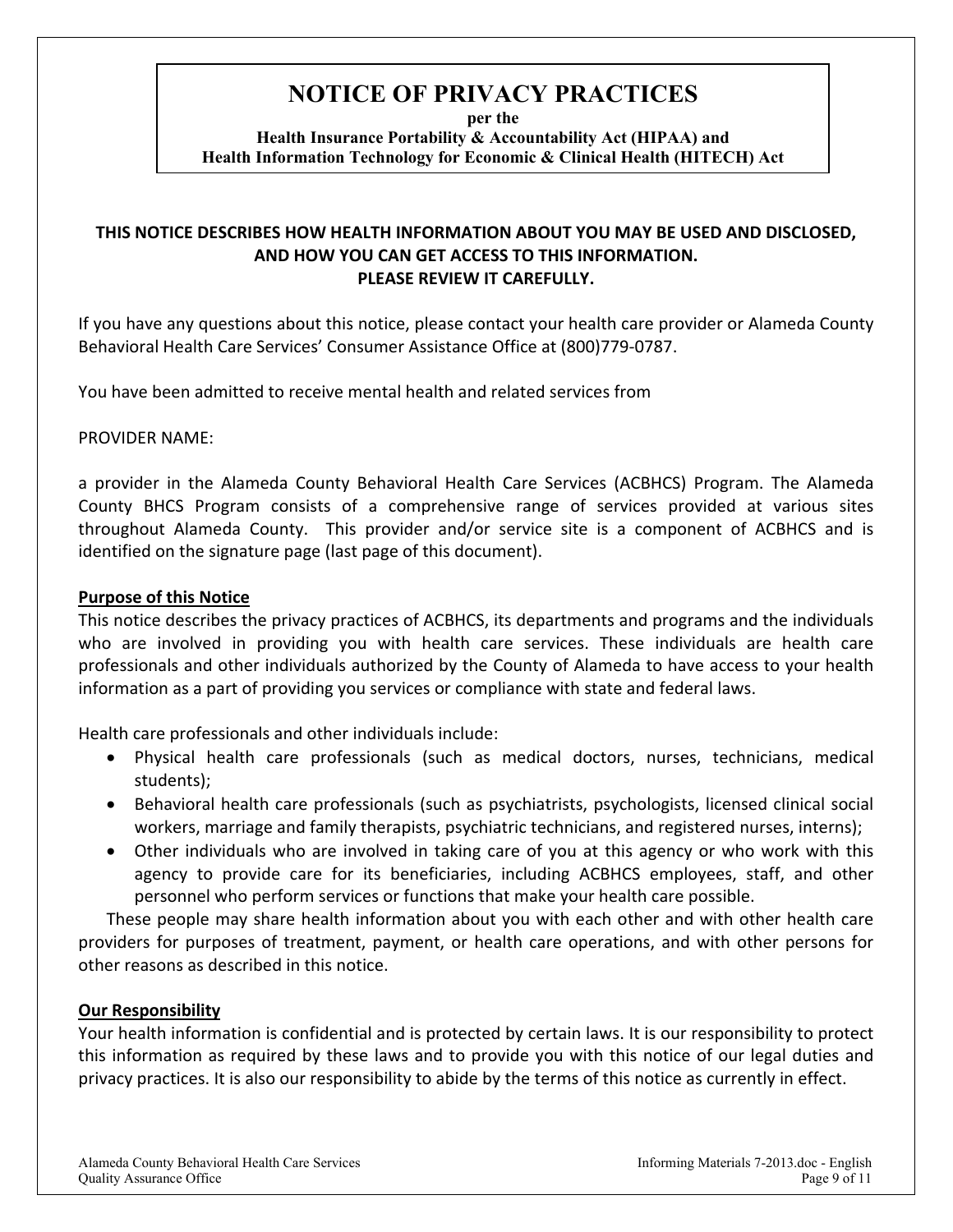# NOTICE OF PRIVACY PRACTICES

**per the**
**Health Insurance Portability & Accountability Act (HIPAA) and**
**Health Information Technology for Economic & Clinical Health (HITECH) Act**

**THIS NOTICE DESCRIBES HOW HEALTH INFORMATION ABOUT YOU MAY BE USED AND DISCLOSED, AND HOW YOU CAN GET ACCESS TO THIS INFORMATION. PLEASE REVIEW IT CAREFULLY.**

If you have any questions about this notice, please contact your health care provider or Alameda County Behavioral Health Care Services' Consumer Assistance Office at (800)779-0787.

You have been admitted to receive mental health and related services from

PROVIDER NAME:

a provider in the Alameda County Behavioral Health Care Services (ACBHCS) Program. The Alameda County BHCS Program consists of a comprehensive range of services provided at various sites throughout Alameda County. This provider and/or service site is a component of ACBHCS and is identified on the signature page (last page of this document).

## Purpose of this Notice

This notice describes the privacy practices of ACBHCS, its departments and programs and the individuals who are involved in providing you with health care services. These individuals are health care professionals and other individuals authorized by the County of Alameda to have access to your health information as a part of providing you services or compliance with state and federal laws.

Health care professionals and other individuals include:

- Physical health care professionals (such as medical doctors, nurses, technicians, medical students);
- Behavioral health care professionals (such as psychiatrists, psychologists, licensed clinical social workers, marriage and family therapists, psychiatric technicians, and registered nurses, interns);
- Other individuals who are involved in taking care of you at this agency or who work with this agency to provide care for its beneficiaries, including ACBHCS employees, staff, and other personnel who perform services or functions that make your health care possible.

These people may share health information about you with each other and with other health care providers for purposes of treatment, payment, or health care operations, and with other persons for other reasons as described in this notice.

## Our Responsibility

Your health information is confidential and is protected by certain laws. It is our responsibility to protect this information as required by these laws and to provide you with this notice of our legal duties and privacy practices. It is also our responsibility to abide by the terms of this notice as currently in effect.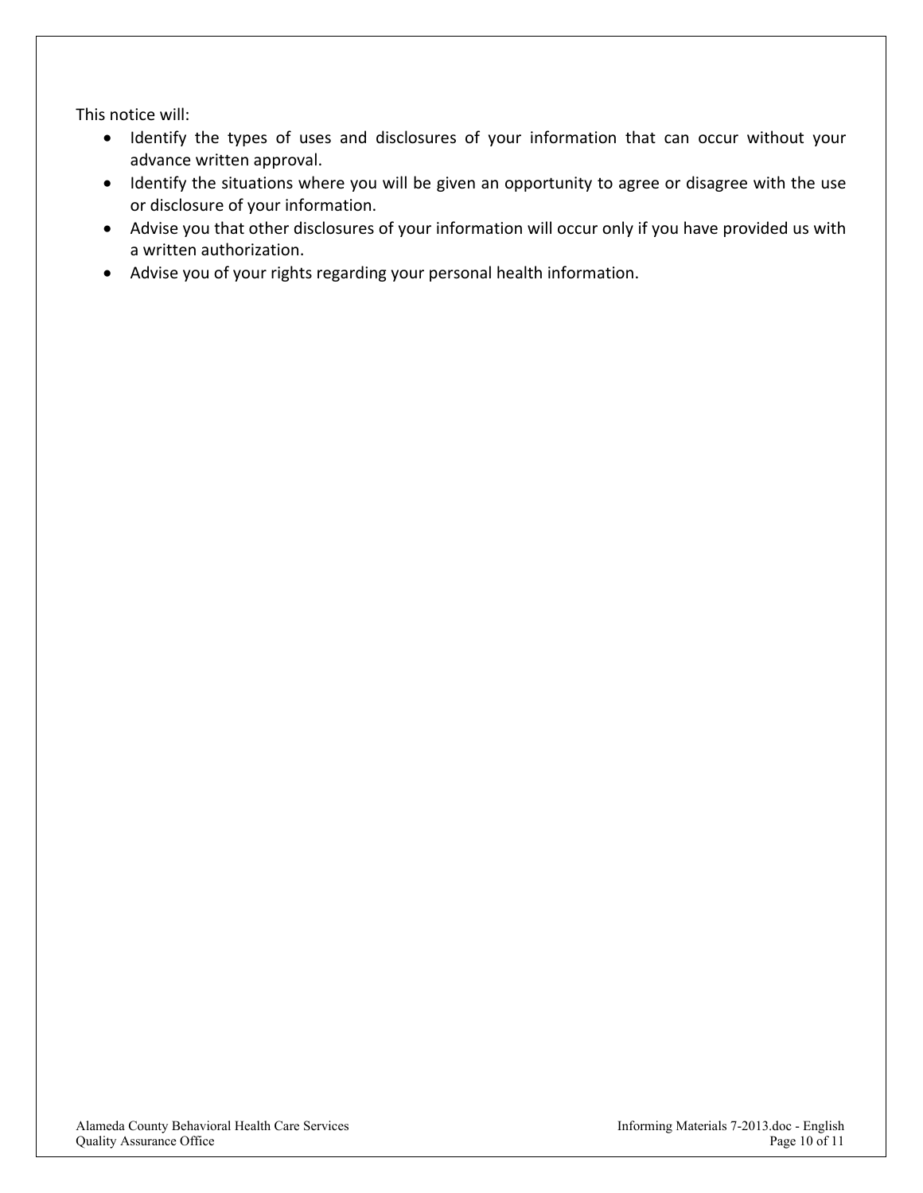This notice will:

- Identify the types of uses and disclosures of your information that can occur without your advance written approval.
- Identify the situations where you will be given an opportunity to agree or disagree with the use or disclosure of your information.
- Advise you that other disclosures of your information will occur only if you have provided us with a written authorization.
- Advise you of your rights regarding your personal health information.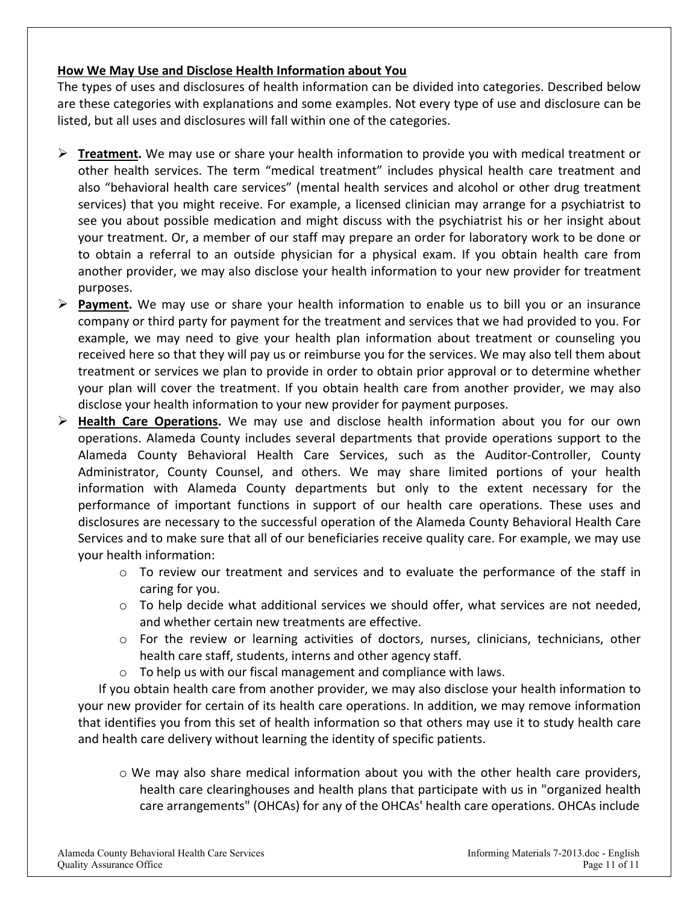**How We May Use and Disclose Health Information about You**

The types of uses and disclosures of health information can be divided into categories. Described below are these categories with explanations and some examples. Not every type of use and disclosure can be listed, but all uses and disclosures will fall within one of the categories.

- **Treatment.** We may use or share your health information to provide you with medical treatment or other health services. The term "medical treatment" includes physical health care treatment and also "behavioral health care services" (mental health services and alcohol or other drug treatment services) that you might receive. For example, a licensed clinician may arrange for a psychiatrist to see you about possible medication and might discuss with the psychiatrist his or her insight about your treatment. Or, a member of our staff may prepare an order for laboratory work to be done or to obtain a referral to an outside physician for a physical exam. If you obtain health care from another provider, we may also disclose your health information to your new provider for treatment purposes.
- **Payment.** We may use or share your health information to enable us to bill you or an insurance company or third party for payment for the treatment and services that we had provided to you. For example, we may need to give your health plan information about treatment or counseling you received here so that they will pay us or reimburse you for the services. We may also tell them about treatment or services we plan to provide in order to obtain prior approval or to determine whether your plan will cover the treatment. If you obtain health care from another provider, we may also disclose your health information to your new provider for payment purposes.
- **Health Care Operations.** We may use and disclose health information about you for our own operations. Alameda County includes several departments that provide operations support to the Alameda County Behavioral Health Care Services, such as the Auditor-Controller, County Administrator, County Counsel, and others. We may share limited portions of your health information with Alameda County departments but only to the extent necessary for the performance of important functions in support of our health care operations. These uses and disclosures are necessary to the successful operation of the Alameda County Behavioral Health Care Services and to make sure that all of our beneficiaries receive quality care. For example, we may use your health information:
  - To review our treatment and services and to evaluate the performance of the staff in caring for you.
  - To help decide what additional services we should offer, what services are not needed, and whether certain new treatments are effective.
  - For the review or learning activities of doctors, nurses, clinicians, technicians, other health care staff, students, interns and other agency staff.
  - To help us with our fiscal management and compliance with laws.

  If you obtain health care from another provider, we may also disclose your health information to your new provider for certain of its health care operations. In addition, we may remove information that identifies you from this set of health information so that others may use it to study health care and health care delivery without learning the identity of specific patients.

  - We may also share medical information about you with the other health care providers, health care clearinghouses and health plans that participate with us in "organized health care arrangements" (OHCAs) for any of the OHCAs' health care operations. OHCAs include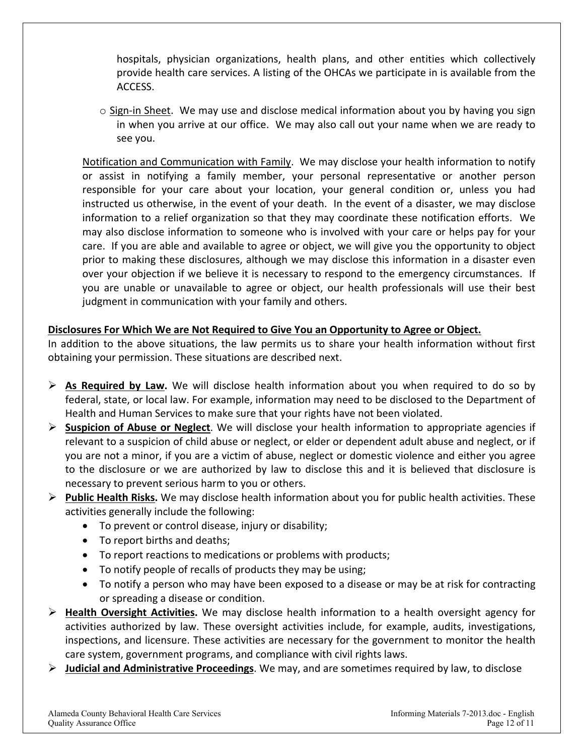hospitals, physician organizations, health plans, and other entities which collectively provide health care services. A listing of the OHCAs we participate in is available from the ACCESS.

- Sign-in Sheet. We may use and disclose medical information about you by having you sign in when you arrive at our office. We may also call out your name when we are ready to see you.

Notification and Communication with Family. We may disclose your health information to notify or assist in notifying a family member, your personal representative or another person responsible for your care about your location, your general condition or, unless you had instructed us otherwise, in the event of your death. In the event of a disaster, we may disclose information to a relief organization so that they may coordinate these notification efforts. We may also disclose information to someone who is involved with your care or helps pay for your care. If you are able and available to agree or object, we will give you the opportunity to object prior to making these disclosures, although we may disclose this information in a disaster even over your objection if we believe it is necessary to respond to the emergency circumstances. If you are unable or unavailable to agree or object, our health professionals will use their best judgment in communication with your family and others.

**Disclosures For Which We are Not Required to Give You an Opportunity to Agree or Object.**

In addition to the above situations, the law permits us to share your health information without first obtaining your permission. These situations are described next.

- **As Required by Law.** We will disclose health information about you when required to do so by federal, state, or local law. For example, information may need to be disclosed to the Department of Health and Human Services to make sure that your rights have not been violated.
- **Suspicion of Abuse or Neglect**. We will disclose your health information to appropriate agencies if relevant to a suspicion of child abuse or neglect, or elder or dependent adult abuse and neglect, or if you are not a minor, if you are a victim of abuse, neglect or domestic violence and either you agree to the disclosure or we are authorized by law to disclose this and it is believed that disclosure is necessary to prevent serious harm to you or others.
- **Public Health Risks.** We may disclose health information about you for public health activities. These activities generally include the following:
  - To prevent or control disease, injury or disability;
  - To report births and deaths;
  - To report reactions to medications or problems with products;
  - To notify people of recalls of products they may be using;
  - To notify a person who may have been exposed to a disease or may be at risk for contracting or spreading a disease or condition.
- **Health Oversight Activities.** We may disclose health information to a health oversight agency for activities authorized by law. These oversight activities include, for example, audits, investigations, inspections, and licensure. These activities are necessary for the government to monitor the health care system, government programs, and compliance with civil rights laws.
- **Judicial and Administrative Proceedings**. We may, and are sometimes required by law, to disclose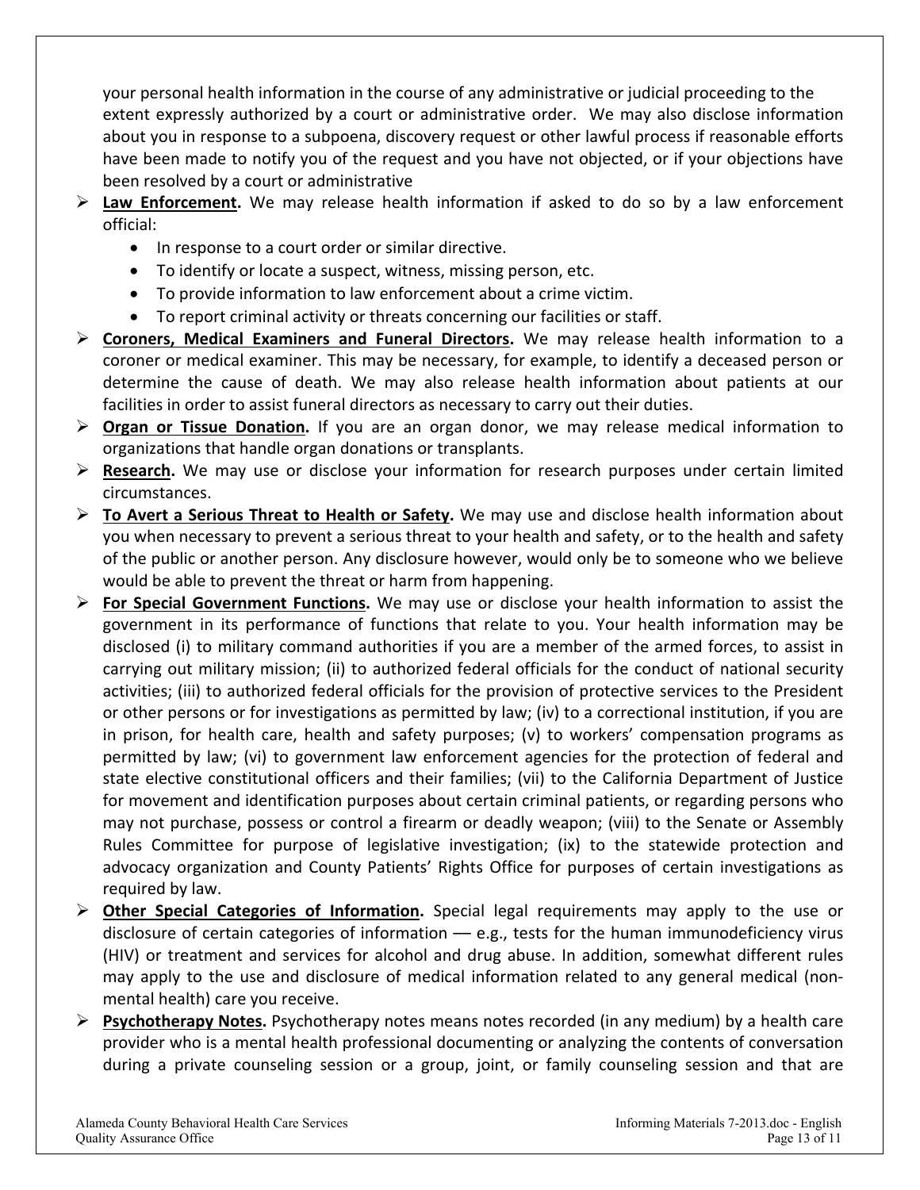your personal health information in the course of any administrative or judicial proceeding to the extent expressly authorized by a court or administrative order. We may also disclose information about you in response to a subpoena, discovery request or other lawful process if reasonable efforts have been made to notify you of the request and you have not objected, or if your objections have been resolved by a court or administrative

- **Law Enforcement.** We may release health information if asked to do so by a law enforcement official:
  - In response to a court order or similar directive.
  - To identify or locate a suspect, witness, missing person, etc.
  - To provide information to law enforcement about a crime victim.
  - To report criminal activity or threats concerning our facilities or staff.
- **Coroners, Medical Examiners and Funeral Directors.** We may release health information to a coroner or medical examiner. This may be necessary, for example, to identify a deceased person or determine the cause of death. We may also release health information about patients at our facilities in order to assist funeral directors as necessary to carry out their duties.
- **Organ or Tissue Donation.** If you are an organ donor, we may release medical information to organizations that handle organ donations or transplants.
- **Research.** We may use or disclose your information for research purposes under certain limited circumstances.
- **To Avert a Serious Threat to Health or Safety.** We may use and disclose health information about you when necessary to prevent a serious threat to your health and safety, or to the health and safety of the public or another person. Any disclosure however, would only be to someone who we believe would be able to prevent the threat or harm from happening.
- **For Special Government Functions.** We may use or disclose your health information to assist the government in its performance of functions that relate to you. Your health information may be disclosed (i) to military command authorities if you are a member of the armed forces, to assist in carrying out military mission; (ii) to authorized federal officials for the conduct of national security activities; (iii) to authorized federal officials for the provision of protective services to the President or other persons or for investigations as permitted by law; (iv) to a correctional institution, if you are in prison, for health care, health and safety purposes; (v) to workers' compensation programs as permitted by law; (vi) to government law enforcement agencies for the protection of federal and state elective constitutional officers and their families; (vii) to the California Department of Justice for movement and identification purposes about certain criminal patients, or regarding persons who may not purchase, possess or control a firearm or deadly weapon; (viii) to the Senate or Assembly Rules Committee for purpose of legislative investigation; (ix) to the statewide protection and advocacy organization and County Patients' Rights Office for purposes of certain investigations as required by law.
- **Other Special Categories of Information.** Special legal requirements may apply to the use or disclosure of certain categories of information –– e.g., tests for the human immunodeficiency virus (HIV) or treatment and services for alcohol and drug abuse. In addition, somewhat different rules may apply to the use and disclosure of medical information related to any general medical (non-mental health) care you receive.
- **Psychotherapy Notes.** Psychotherapy notes means notes recorded (in any medium) by a health care provider who is a mental health professional documenting or analyzing the contents of conversation during a private counseling session or a group, joint, or family counseling session and that are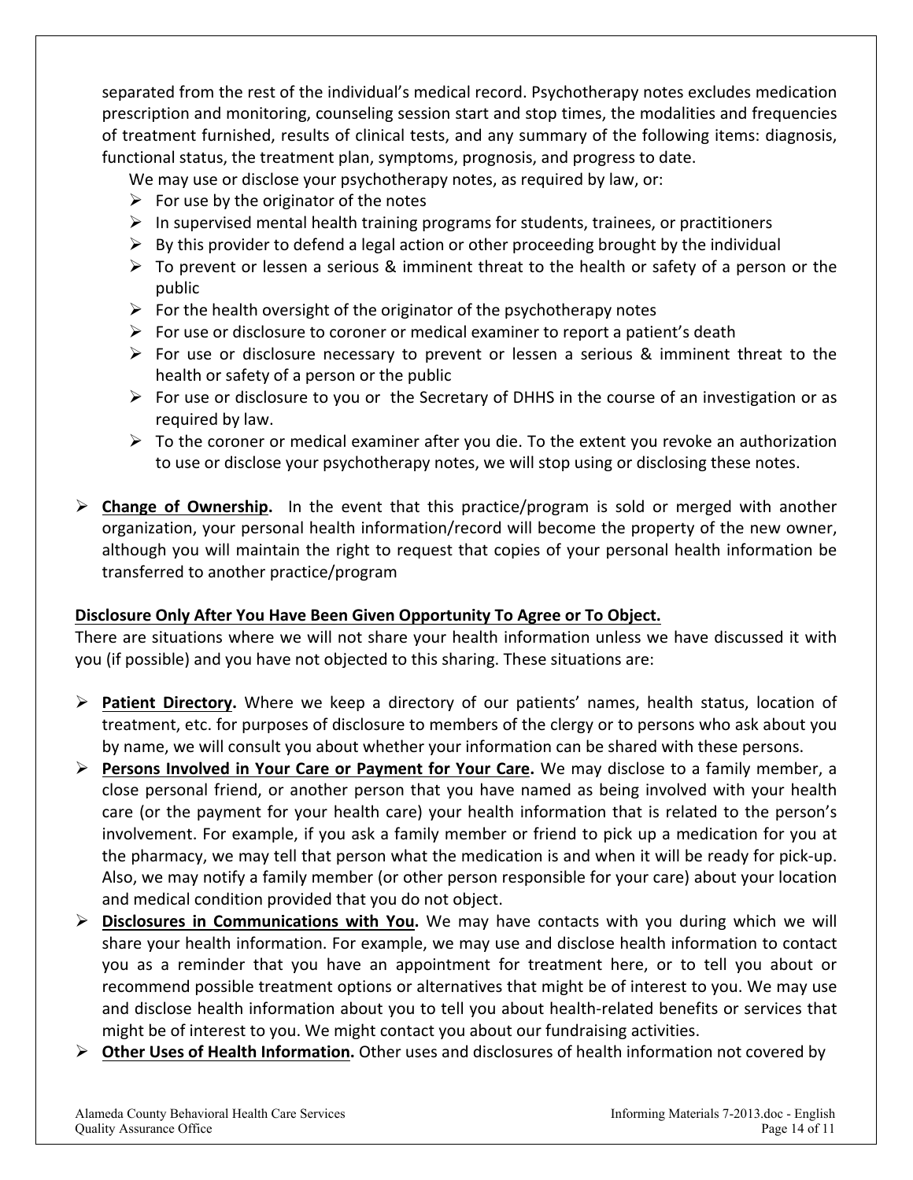separated from the rest of the individual's medical record. Psychotherapy notes excludes medication prescription and monitoring, counseling session start and stop times, the modalities and frequencies of treatment furnished, results of clinical tests, and any summary of the following items: diagnosis, functional status, the treatment plan, symptoms, prognosis, and progress to date.

We may use or disclose your psychotherapy notes, as required by law, or:

- For use by the originator of the notes
- In supervised mental health training programs for students, trainees, or practitioners
- By this provider to defend a legal action or other proceeding brought by the individual
- To prevent or lessen a serious & imminent threat to the health or safety of a person or the public
- For the health oversight of the originator of the psychotherapy notes
- For use or disclosure to coroner or medical examiner to report a patient's death
- For use or disclosure necessary to prevent or lessen a serious & imminent threat to the health or safety of a person or the public
- For use or disclosure to you or the Secretary of DHHS in the course of an investigation or as required by law.
- To the coroner or medical examiner after you die. To the extent you revoke an authorization to use or disclose your psychotherapy notes, we will stop using or disclosing these notes.

- **Change of Ownership.** In the event that this practice/program is sold or merged with another organization, your personal health information/record will become the property of the new owner, although you will maintain the right to request that copies of your personal health information be transferred to another practice/program

**Disclosure Only After You Have Been Given Opportunity To Agree or To Object.**

There are situations where we will not share your health information unless we have discussed it with you (if possible) and you have not objected to this sharing. These situations are:

- **Patient Directory.** Where we keep a directory of our patients' names, health status, location of treatment, etc. for purposes of disclosure to members of the clergy or to persons who ask about you by name, we will consult you about whether your information can be shared with these persons.
- **Persons Involved in Your Care or Payment for Your Care.** We may disclose to a family member, a close personal friend, or another person that you have named as being involved with your health care (or the payment for your health care) your health information that is related to the person's involvement. For example, if you ask a family member or friend to pick up a medication for you at the pharmacy, we may tell that person what the medication is and when it will be ready for pick-up. Also, we may notify a family member (or other person responsible for your care) about your location and medical condition provided that you do not object.
- **Disclosures in Communications with You.** We may have contacts with you during which we will share your health information. For example, we may use and disclose health information to contact you as a reminder that you have an appointment for treatment here, or to tell you about or recommend possible treatment options or alternatives that might be of interest to you. We may use and disclose health information about you to tell you about health-related benefits or services that might be of interest to you. We might contact you about our fundraising activities.
- **Other Uses of Health Information.** Other uses and disclosures of health information not covered by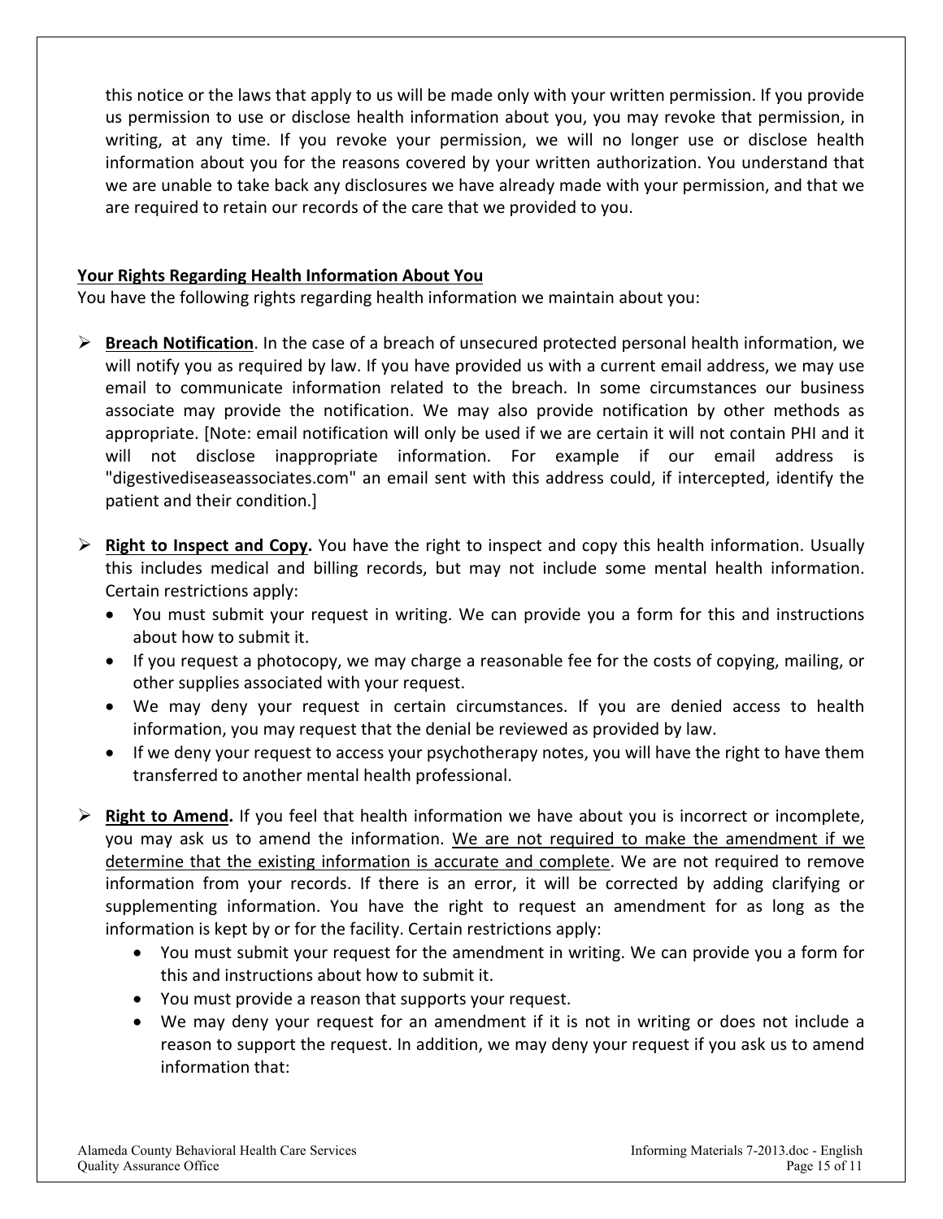this notice or the laws that apply to us will be made only with your written permission. If you provide us permission to use or disclose health information about you, you may revoke that permission, in writing, at any time. If you revoke your permission, we will no longer use or disclose health information about you for the reasons covered by your written authorization. You understand that we are unable to take back any disclosures we have already made with your permission, and that we are required to retain our records of the care that we provided to you.

**Your Rights Regarding Health Information About You**

You have the following rights regarding health information we maintain about you:

- **Breach Notification**. In the case of a breach of unsecured protected personal health information, we will notify you as required by law. If you have provided us with a current email address, we may use email to communicate information related to the breach. In some circumstances our business associate may provide the notification. We may also provide notification by other methods as appropriate. [Note: email notification will only be used if we are certain it will not contain PHI and it will not disclose inappropriate information. For example if our email address is "digestivediseaseassociates.com" an email sent with this address could, if intercepted, identify the patient and their condition.]

- **Right to Inspect and Copy.** You have the right to inspect and copy this health information. Usually this includes medical and billing records, but may not include some mental health information. Certain restrictions apply:
  - You must submit your request in writing. We can provide you a form for this and instructions about how to submit it.
  - If you request a photocopy, we may charge a reasonable fee for the costs of copying, mailing, or other supplies associated with your request.
  - We may deny your request in certain circumstances. If you are denied access to health information, you may request that the denial be reviewed as provided by law.
  - If we deny your request to access your psychotherapy notes, you will have the right to have them transferred to another mental health professional.

- **Right to Amend.** If you feel that health information we have about you is incorrect or incomplete, you may ask us to amend the information. <u>We are not required to make the amendment if we determine that the existing information is accurate and complete</u>. We are not required to remove information from your records. If there is an error, it will be corrected by adding clarifying or supplementing information. You have the right to request an amendment for as long as the information is kept by or for the facility. Certain restrictions apply:
  - You must submit your request for the amendment in writing. We can provide you a form for this and instructions about how to submit it.
  - You must provide a reason that supports your request.
  - We may deny your request for an amendment if it is not in writing or does not include a reason to support the request. In addition, we may deny your request if you ask us to amend information that: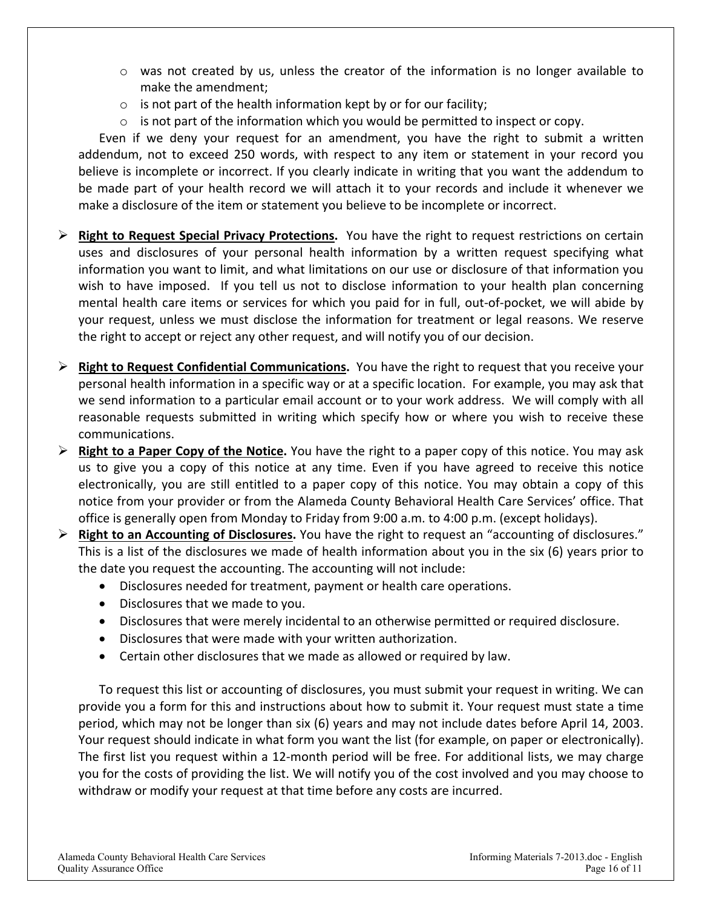- was not created by us, unless the creator of the information is no longer available to make the amendment;
- is not part of the health information kept by or for our facility;
- is not part of the information which you would be permitted to inspect or copy.

Even if we deny your request for an amendment, you have the right to submit a written addendum, not to exceed 250 words, with respect to any item or statement in your record you believe is incomplete or incorrect. If you clearly indicate in writing that you want the addendum to be made part of your health record we will attach it to your records and include it whenever we make a disclosure of the item or statement you believe to be incomplete or incorrect.

- **Right to Request Special Privacy Protections.** You have the right to request restrictions on certain uses and disclosures of your personal health information by a written request specifying what information you want to limit, and what limitations on our use or disclosure of that information you wish to have imposed. If you tell us not to disclose information to your health plan concerning mental health care items or services for which you paid for in full, out-of-pocket, we will abide by your request, unless we must disclose the information for treatment or legal reasons. We reserve the right to accept or reject any other request, and will notify you of our decision.

- **Right to Request Confidential Communications.** You have the right to request that you receive your personal health information in a specific way or at a specific location. For example, you may ask that we send information to a particular email account or to your work address. We will comply with all reasonable requests submitted in writing which specify how or where you wish to receive these communications.
- **Right to a Paper Copy of the Notice.** You have the right to a paper copy of this notice. You may ask us to give you a copy of this notice at any time. Even if you have agreed to receive this notice electronically, you are still entitled to a paper copy of this notice. You may obtain a copy of this notice from your provider or from the Alameda County Behavioral Health Care Services' office. That office is generally open from Monday to Friday from 9:00 a.m. to 4:00 p.m. (except holidays).
- **Right to an Accounting of Disclosures.** You have the right to request an "accounting of disclosures." This is a list of the disclosures we made of health information about you in the six (6) years prior to the date you request the accounting. The accounting will not include:
  - Disclosures needed for treatment, payment or health care operations.
  - Disclosures that we made to you.
  - Disclosures that were merely incidental to an otherwise permitted or required disclosure.
  - Disclosures that were made with your written authorization.
  - Certain other disclosures that we made as allowed or required by law.

To request this list or accounting of disclosures, you must submit your request in writing. We can provide you a form for this and instructions about how to submit it. Your request must state a time period, which may not be longer than six (6) years and may not include dates before April 14, 2003. Your request should indicate in what form you want the list (for example, on paper or electronically). The first list you request within a 12-month period will be free. For additional lists, we may charge you for the costs of providing the list. We will notify you of the cost involved and you may choose to withdraw or modify your request at that time before any costs are incurred.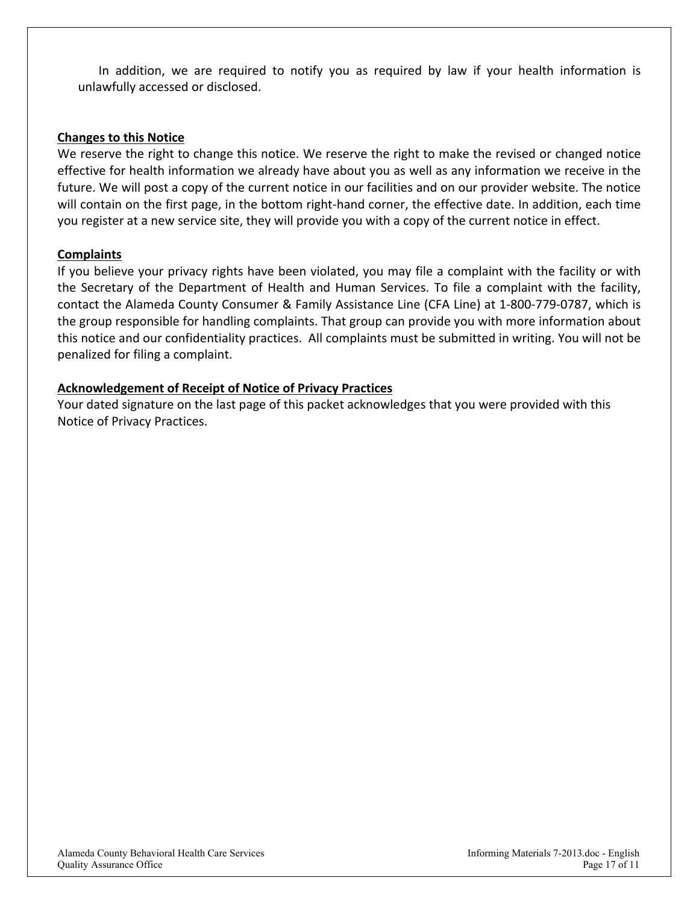In addition, we are required to notify you as required by law if your health information is unlawfully accessed or disclosed.

**Changes to this Notice**

We reserve the right to change this notice. We reserve the right to make the revised or changed notice effective for health information we already have about you as well as any information we receive in the future. We will post a copy of the current notice in our facilities and on our provider website. The notice will contain on the first page, in the bottom right-hand corner, the effective date. In addition, each time you register at a new service site, they will provide you with a copy of the current notice in effect.

**Complaints**

If you believe your privacy rights have been violated, you may file a complaint with the facility or with the Secretary of the Department of Health and Human Services. To file a complaint with the facility, contact the Alameda County Consumer & Family Assistance Line (CFA Line) at 1-800-779-0787, which is the group responsible for handling complaints. That group can provide you with more information about this notice and our confidentiality practices. All complaints must be submitted in writing. You will not be penalized for filing a complaint.

**Acknowledgement of Receipt of Notice of Privacy Practices**

Your dated signature on the last page of this packet acknowledges that you were provided with this Notice of Privacy Practices.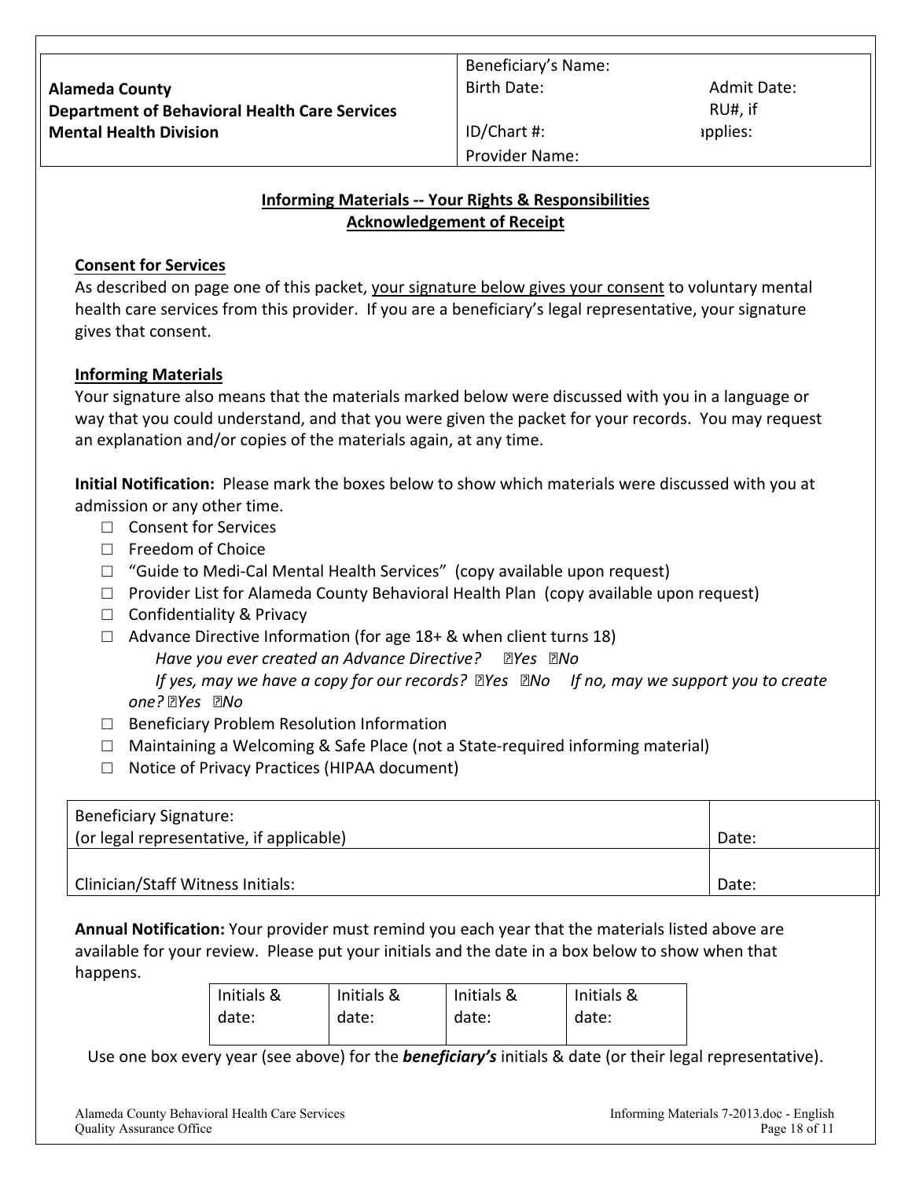| Alameda County<br>Department of Behavioral Health Care Services<br>Mental Health Division | Beneficiary's Name:<br>Birth Date:<br>ID/Chart #:<br>Provider Name: | <br>Admit Date:<br>RU#, if applies: |
|---|---|---|

## Informing Materials -- Your Rights & Responsibilities
## Acknowledgement of Receipt

**Consent for Services**

As described on page one of this packet, your signature below gives your consent to voluntary mental health care services from this provider. If you are a beneficiary's legal representative, your signature gives that consent.

**Informing Materials**

Your signature also means that the materials marked below were discussed with you in a language or way that you could understand, and that you were given the packet for your records. You may request an explanation and/or copies of the materials again, at any time.

**Initial Notification:** Please mark the boxes below to show which materials were discussed with you at admission or any other time.

- ☐ Consent for Services
- ☐ Freedom of Choice
- ☐ "Guide to Medi-Cal Mental Health Services" (copy available upon request)
- ☐ Provider List for Alameda County Behavioral Health Plan (copy available upon request)
- ☐ Confidentiality & Privacy
- ☐ Advance Directive Information (for age 18+ & when client turns 18)
  *Have you ever created an Advance Directive?* ☐*Yes* ☐*No*
  *If yes, may we have a copy for our records?* ☐*Yes* ☐*No* *If no, may we support you to create one?* ☐*Yes* ☐*No*
- ☐ Beneficiary Problem Resolution Information
- ☐ Maintaining a Welcoming & Safe Place (not a State-required informing material)
- ☐ Notice of Privacy Practices (HIPAA document)

| Beneficiary Signature:<br>(or legal representative, if applicable) | Date: |
|---|---|
| Clinician/Staff Witness Initials: | Date: |

**Annual Notification:** Your provider must remind you each year that the materials listed above are available for your review. Please put your initials and the date in a box below to show when that happens.

| Initials & date: | Initials & date: | Initials & date: | Initials & date: |
|---|---|---|---|

Use one box every year (see above) for the ***beneficiary's*** initials & date (or their legal representative).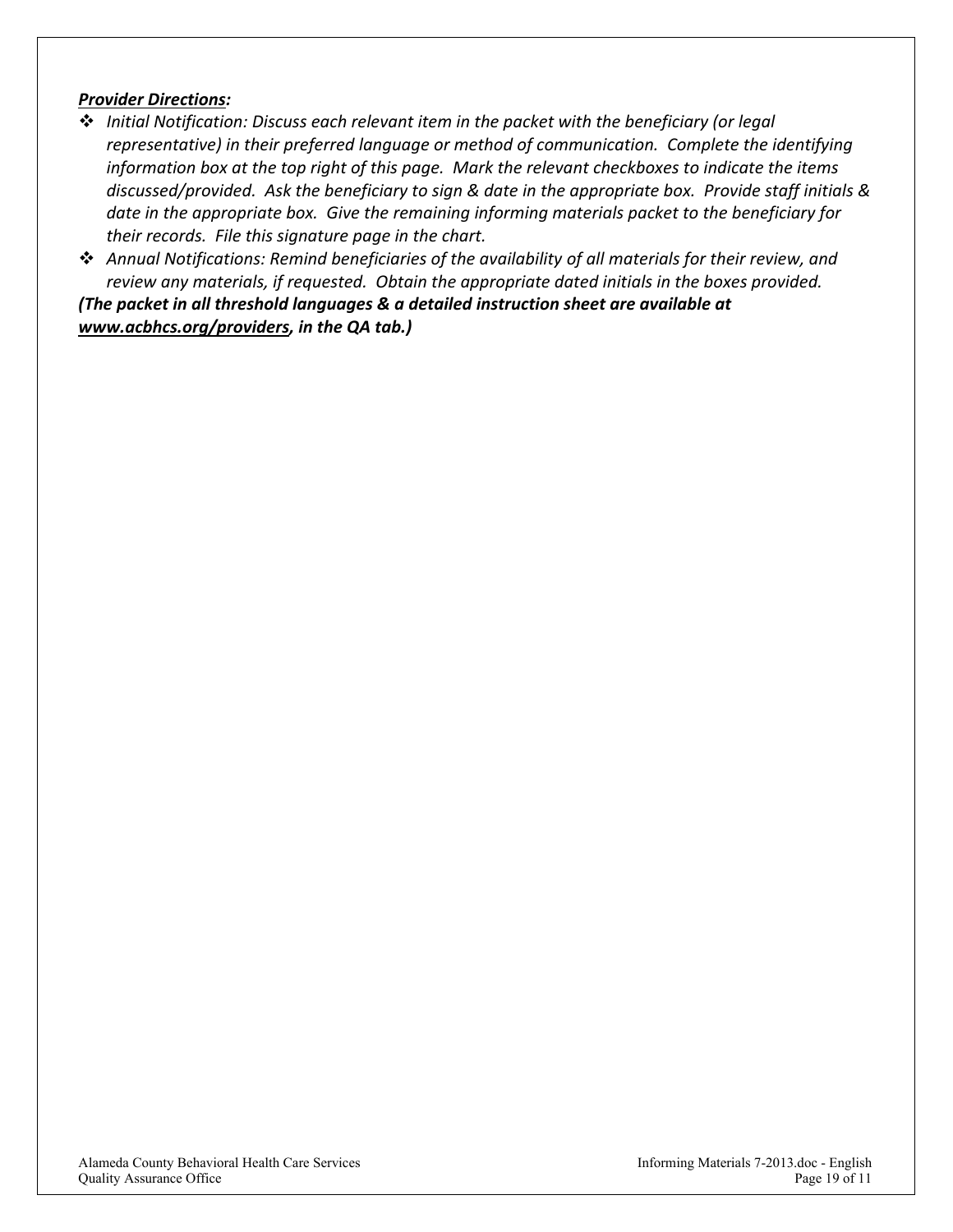***Provider Directions:***

- *Initial Notification: Discuss each relevant item in the packet with the beneficiary (or legal representative) in their preferred language or method of communication. Complete the identifying information box at the top right of this page. Mark the relevant checkboxes to indicate the items discussed/provided. Ask the beneficiary to sign & date in the appropriate box. Provide staff initials & date in the appropriate box. Give the remaining informing materials packet to the beneficiary for their records. File this signature page in the chart.*
- *Annual Notifications: Remind beneficiaries of the availability of all materials for their review, and review any materials, if requested. Obtain the appropriate dated initials in the boxes provided.*

***(The packet in all threshold languages & a detailed instruction sheet are available at www.acbhcs.org/providers, in the QA tab.)***